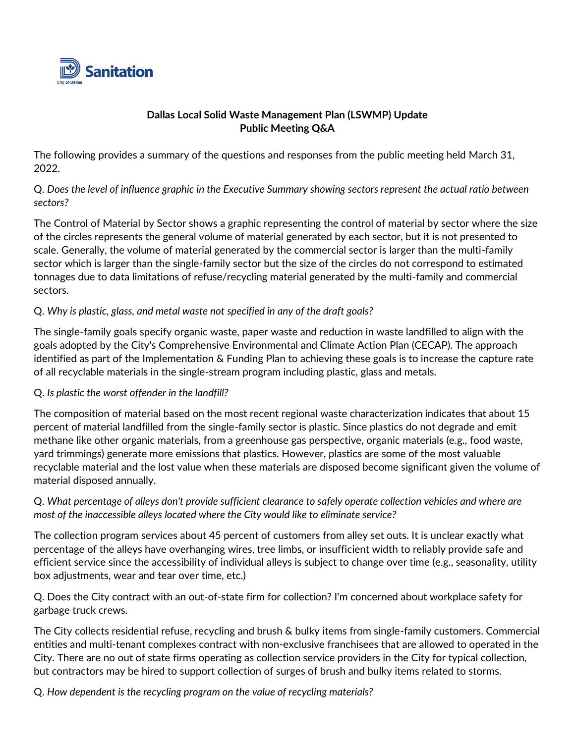Sanitation

City of Dallas

**Dallas Local Solid Waste Management Plan (LSWMP) Update**
**Public Meeting Q&A**

The following provides a summary of the questions and responses from the public meeting held March 31, 2022.

Q. *Does the level of influence graphic in the Executive Summary showing sectors represent the actual ratio between sectors?*

The Control of Material by Sector shows a graphic representing the control of material by sector where the size of the circles represents the general volume of material generated by each sector, but it is not presented to scale. Generally, the volume of material generated by the commercial sector is larger than the multi-family sector which is larger than the single-family sector but the size of the circles do not correspond to estimated tonnages due to data limitations of refuse/recycling material generated by the multi-family and commercial sectors.

Q. *Why is plastic, glass, and metal waste not specified in any of the draft goals?*

The single-family goals specify organic waste, paper waste and reduction in waste landfilled to align with the goals adopted by the City's Comprehensive Environmental and Climate Action Plan (CECAP). The approach identified as part of the Implementation & Funding Plan to achieving these goals is to increase the capture rate of all recyclable materials in the single-stream program including plastic, glass and metals.

Q. *Is plastic the worst offender in the landfill?*

The composition of material based on the most recent regional waste characterization indicates that about 15 percent of material landfilled from the single-family sector is plastic. Since plastics do not degrade and emit methane like other organic materials, from a greenhouse gas perspective, organic materials (e.g., food waste, yard trimmings) generate more emissions that plastics. However, plastics are some of the most valuable recyclable material and the lost value when these materials are disposed become significant given the volume of material disposed annually.

Q. *What percentage of alleys don't provide sufficient clearance to safely operate collection vehicles and where are most of the inaccessible alleys located where the City would like to eliminate service?*

The collection program services about 45 percent of customers from alley set outs. It is unclear exactly what percentage of the alleys have overhanging wires, tree limbs, or insufficient width to reliably provide safe and efficient service since the accessibility of individual alleys is subject to change over time (e.g., seasonality, utility box adjustments, wear and tear over time, etc.)

Q. Does the City contract with an out-of-state firm for collection? I'm concerned about workplace safety for garbage truck crews.

The City collects residential refuse, recycling and brush & bulky items from single-family customers. Commercial entities and multi-tenant complexes contract with non-exclusive franchisees that are allowed to operated in the City. There are no out of state firms operating as collection service providers in the City for typical collection, but contractors may be hired to support collection of surges of brush and bulky items related to storms.

Q. *How dependent is the recycling program on the value of recycling materials?*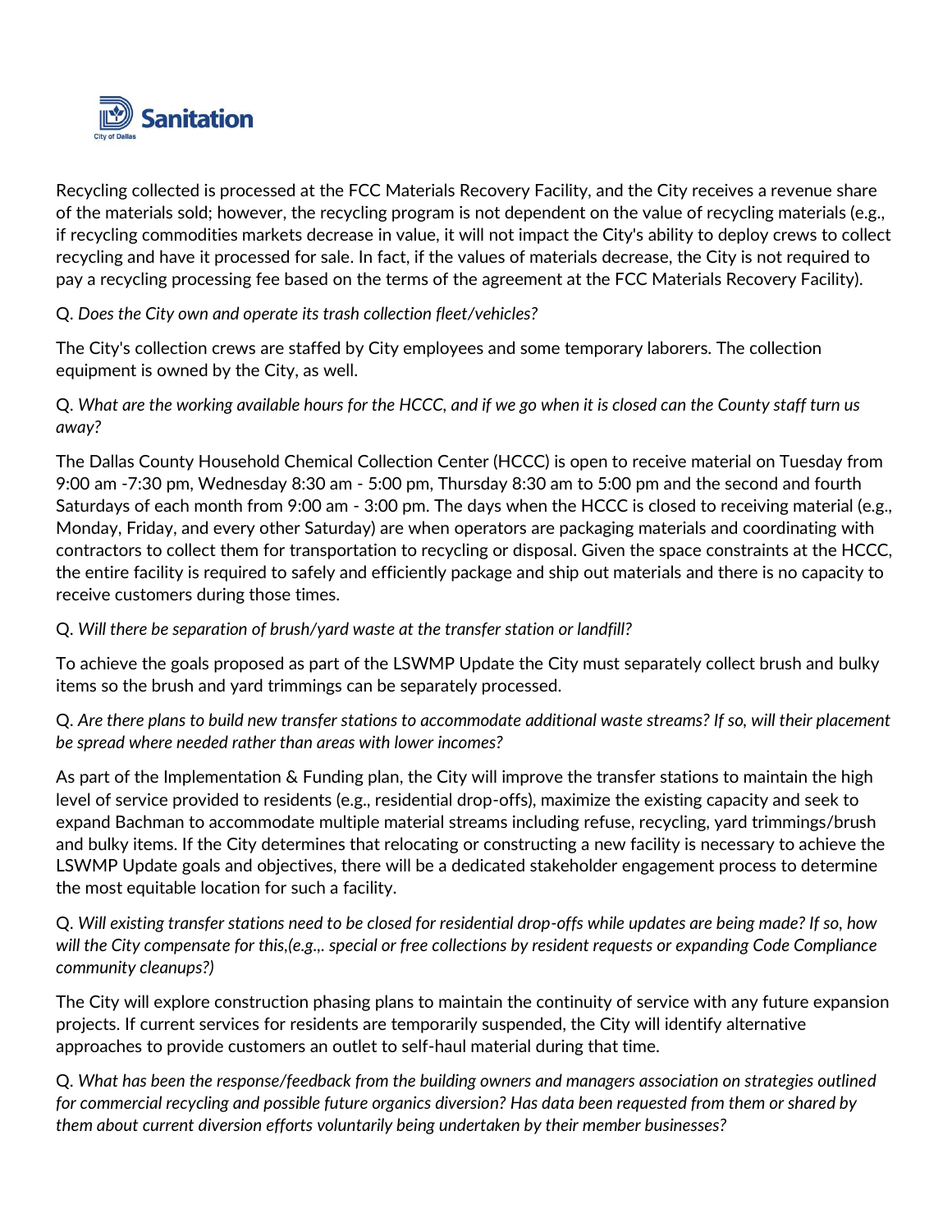Recycling collected is processed at the FCC Materials Recovery Facility, and the City receives a revenue share of the materials sold; however, the recycling program is not dependent on the value of recycling materials (e.g., if recycling commodities markets decrease in value, it will not impact the City's ability to deploy crews to collect recycling and have it processed for sale. In fact, if the values of materials decrease, the City is not required to pay a recycling processing fee based on the terms of the agreement at the FCC Materials Recovery Facility).

Q. *Does the City own and operate its trash collection fleet/vehicles?*

The City's collection crews are staffed by City employees and some temporary laborers. The collection equipment is owned by the City, as well.

Q. *What are the working available hours for the HCCC, and if we go when it is closed can the County staff turn us away?*

The Dallas County Household Chemical Collection Center (HCCC) is open to receive material on Tuesday from 9:00 am -7:30 pm, Wednesday 8:30 am - 5:00 pm, Thursday 8:30 am to 5:00 pm and the second and fourth Saturdays of each month from 9:00 am - 3:00 pm. The days when the HCCC is closed to receiving material (e.g., Monday, Friday, and every other Saturday) are when operators are packaging materials and coordinating with contractors to collect them for transportation to recycling or disposal. Given the space constraints at the HCCC, the entire facility is required to safely and efficiently package and ship out materials and there is no capacity to receive customers during those times.

Q. *Will there be separation of brush/yard waste at the transfer station or landfill?*

To achieve the goals proposed as part of the LSWMP Update the City must separately collect brush and bulky items so the brush and yard trimmings can be separately processed.

Q. *Are there plans to build new transfer stations to accommodate additional waste streams? If so, will their placement be spread where needed rather than areas with lower incomes?*

As part of the Implementation & Funding plan, the City will improve the transfer stations to maintain the high level of service provided to residents (e.g., residential drop-offs), maximize the existing capacity and seek to expand Bachman to accommodate multiple material streams including refuse, recycling, yard trimmings/brush and bulky items. If the City determines that relocating or constructing a new facility is necessary to achieve the LSWMP Update goals and objectives, there will be a dedicated stakeholder engagement process to determine the most equitable location for such a facility.

Q. *Will existing transfer stations need to be closed for residential drop-offs while updates are being made? If so, how will the City compensate for this,(e.g.,. special or free collections by resident requests or expanding Code Compliance community cleanups?)*

The City will explore construction phasing plans to maintain the continuity of service with any future expansion projects. If current services for residents are temporarily suspended, the City will identify alternative approaches to provide customers an outlet to self-haul material during that time.

Q. *What has been the response/feedback from the building owners and managers association on strategies outlined for commercial recycling and possible future organics diversion? Has data been requested from them or shared by them about current diversion efforts voluntarily being undertaken by their member businesses?*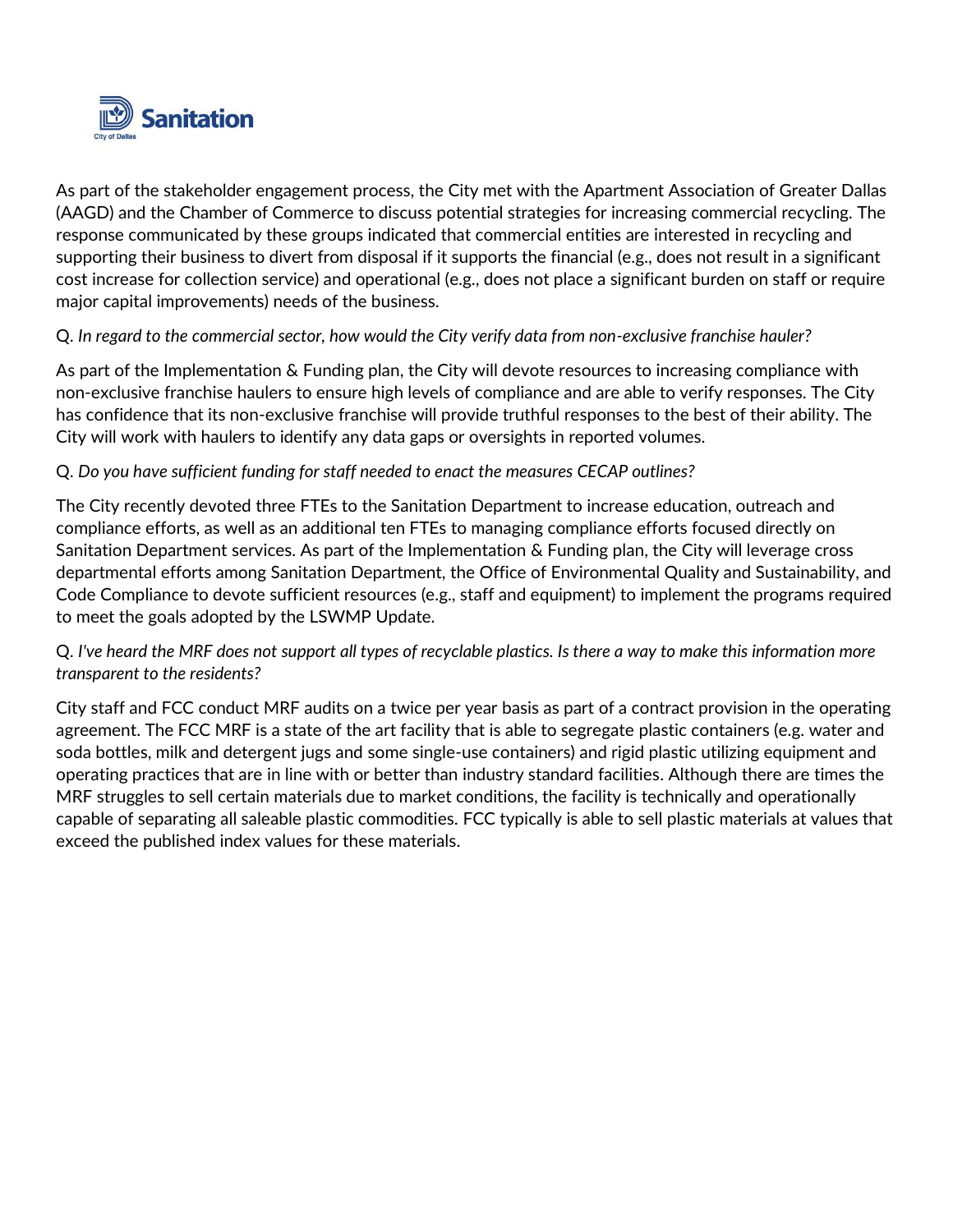As part of the stakeholder engagement process, the City met with the Apartment Association of Greater Dallas (AAGD) and the Chamber of Commerce to discuss potential strategies for increasing commercial recycling. The response communicated by these groups indicated that commercial entities are interested in recycling and supporting their business to divert from disposal if it supports the financial (e.g., does not result in a significant cost increase for collection service) and operational (e.g., does not place a significant burden on staff or require major capital improvements) needs of the business.

Q. *In regard to the commercial sector, how would the City verify data from non-exclusive franchise hauler?*

As part of the Implementation & Funding plan, the City will devote resources to increasing compliance with non-exclusive franchise haulers to ensure high levels of compliance and are able to verify responses. The City has confidence that its non-exclusive franchise will provide truthful responses to the best of their ability. The City will work with haulers to identify any data gaps or oversights in reported volumes.

Q. *Do you have sufficient funding for staff needed to enact the measures CECAP outlines?*

The City recently devoted three FTEs to the Sanitation Department to increase education, outreach and compliance efforts, as well as an additional ten FTEs to managing compliance efforts focused directly on Sanitation Department services. As part of the Implementation & Funding plan, the City will leverage cross departmental efforts among Sanitation Department, the Office of Environmental Quality and Sustainability, and Code Compliance to devote sufficient resources (e.g., staff and equipment) to implement the programs required to meet the goals adopted by the LSWMP Update.

Q. *I've heard the MRF does not support all types of recyclable plastics. Is there a way to make this information more transparent to the residents?*

City staff and FCC conduct MRF audits on a twice per year basis as part of a contract provision in the operating agreement. The FCC MRF is a state of the art facility that is able to segregate plastic containers (e.g. water and soda bottles, milk and detergent jugs and some single-use containers) and rigid plastic utilizing equipment and operating practices that are in line with or better than industry standard facilities. Although there are times the MRF struggles to sell certain materials due to market conditions, the facility is technically and operationally capable of separating all saleable plastic commodities. FCC typically is able to sell plastic materials at values that exceed the published index values for these materials.